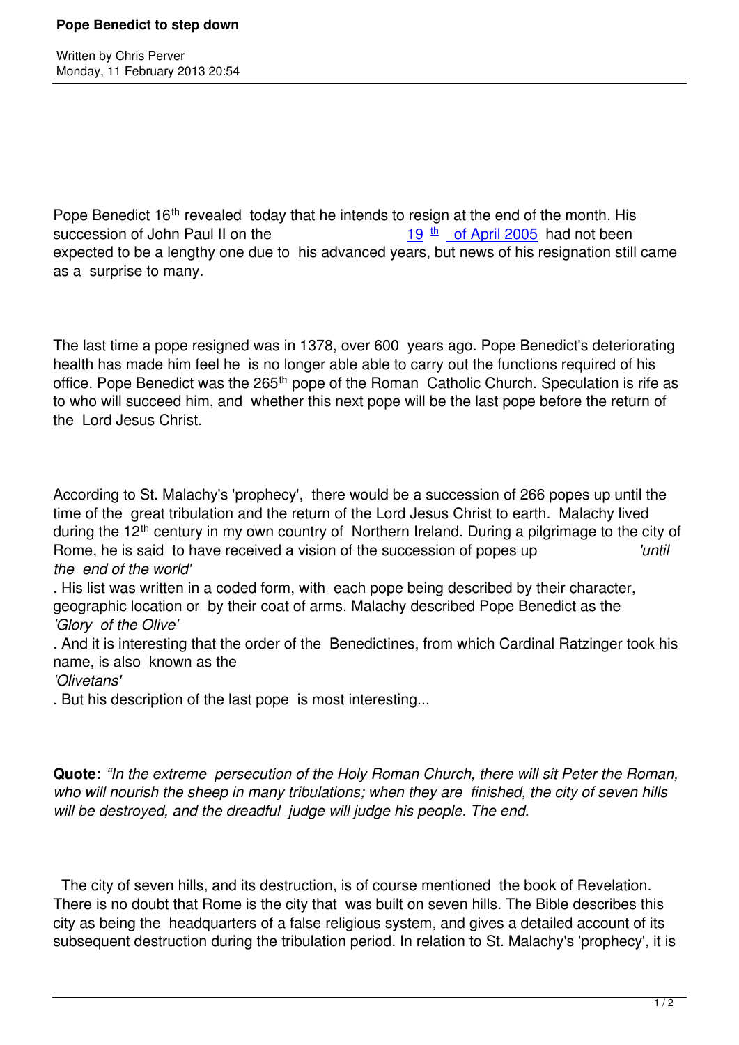# Pope Benedict to step down

Written by Chris Perver
Monday, 11 February 2013 20:54

Pope Benedict 16th revealed today that he intends to resign at the end of the month. His succession of John Paul II on the 19th of April 2005 had not been expected to be a lengthy one due to his advanced years, but news of his resignation still came as a surprise to many.

The last time a pope resigned was in 1378, over 600 years ago. Pope Benedict's deteriorating health has made him feel he is no longer able able to carry out the functions required of his office. Pope Benedict was the 265th pope of the Roman Catholic Church. Speculation is rife as to who will succeed him, and whether this next pope will be the last pope before the return of the Lord Jesus Christ.

According to St. Malachy's 'prophecy', there would be a succession of 266 popes up until the time of the great tribulation and the return of the Lord Jesus Christ to earth. Malachy lived during the 12th century in my own country of Northern Ireland. During a pilgrimage to the city of Rome, he is said to have received a vision of the succession of popes up *'until the end of the world'*. His list was written in a coded form, with each pope being described by their character, geographic location or by their coat of arms. Malachy described Pope Benedict as the *'Glory of the Olive'*. And it is interesting that the order of the Benedictines, from which Cardinal Ratzinger took his name, is also known as the *'Olivetans'*. But his description of the last pope is most interesting...

**Quote:** *"In the extreme persecution of the Holy Roman Church, there will sit Peter the Roman, who will nourish the sheep in many tribulations; when they are finished, the city of seven hills will be destroyed, and the dreadful judge will judge his people. The end.*

The city of seven hills, and its destruction, is of course mentioned the book of Revelation. There is no doubt that Rome is the city that was built on seven hills. The Bible describes this city as being the headquarters of a false religious system, and gives a detailed account of its subsequent destruction during the tribulation period. In relation to St. Malachy's 'prophecy', it is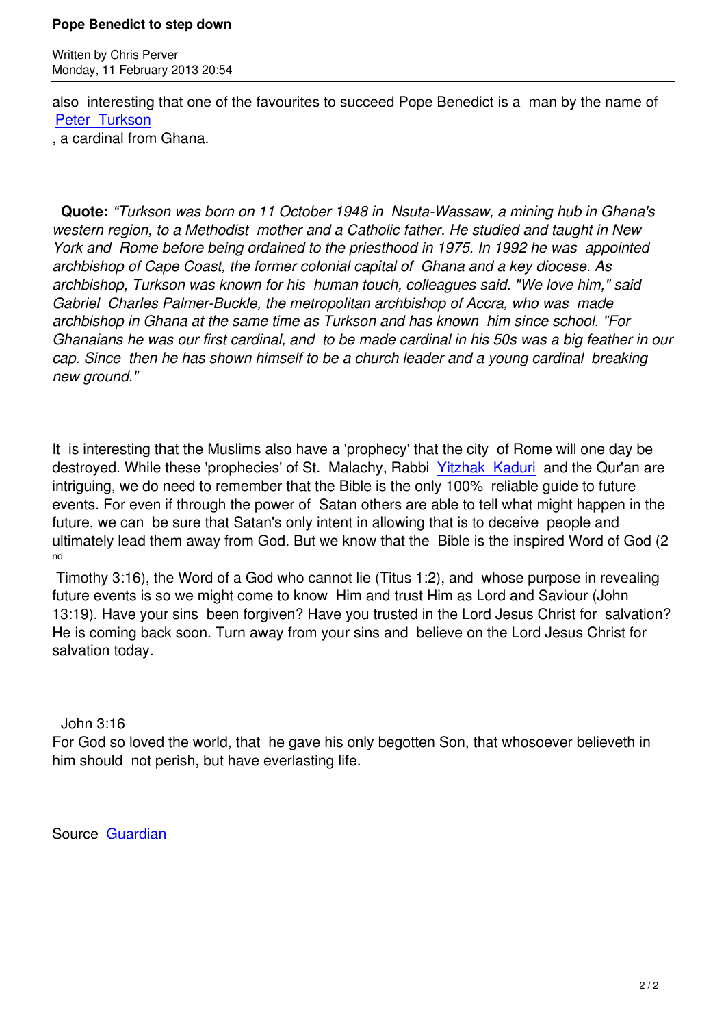also interesting that one of the favourites to succeed Pope Benedict is a man by the name of Peter Turkson, a cardinal from Ghana.

**Quote:** *"Turkson was born on 11 October 1948 in Nsuta-Wassaw, a mining hub in Ghana's western region, to a Methodist mother and a Catholic father. He studied and taught in New York and Rome before being ordained to the priesthood in 1975. In 1992 he was appointed archbishop of Cape Coast, the former colonial capital of Ghana and a key diocese. As archbishop, Turkson was known for his human touch, colleagues said. "We love him," said Gabriel Charles Palmer-Buckle, the metropolitan archbishop of Accra, who was made archbishop in Ghana at the same time as Turkson and has known him since school. "For Ghanaians he was our first cardinal, and to be made cardinal in his 50s was a big feather in our cap. Since then he has shown himself to be a church leader and a young cardinal breaking new ground."*

It is interesting that the Muslims also have a 'prophecy' that the city of Rome will one day be destroyed. While these 'prophecies' of St. Malachy, Rabbi Yitzhak Kaduri and the Qur'an are intriguing, we do need to remember that the Bible is the only 100% reliable guide to future events. For even if through the power of Satan others are able to tell what might happen in the future, we can be sure that Satan's only intent in allowing that is to deceive people and ultimately lead them away from God. But we know that the Bible is the inspired Word of God (2nd Timothy 3:16), the Word of a God who cannot lie (Titus 1:2), and whose purpose in revealing future events is so we might come to know Him and trust Him as Lord and Saviour (John 13:19). Have your sins been forgiven? Have you trusted in the Lord Jesus Christ for salvation? He is coming back soon. Turn away from your sins and believe on the Lord Jesus Christ for salvation today.

John 3:16
For God so loved the world, that he gave his only begotten Son, that whosoever believeth in him should not perish, but have everlasting life.

Source Guardian